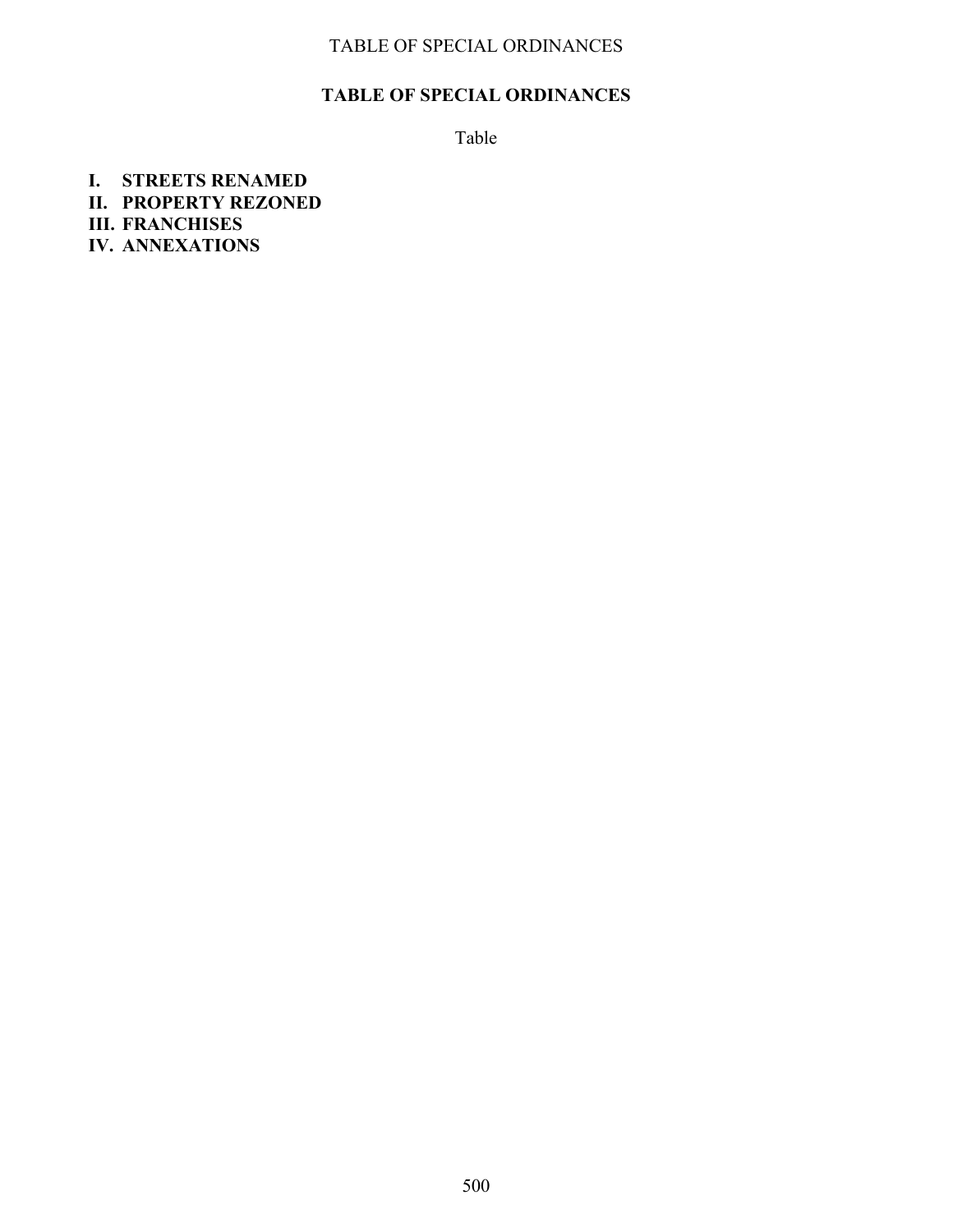# TABLE OF SPECIAL ORDINANCES

Table

**I. STREETS RENAMED**
**II. PROPERTY REZONED**
**III. FRANCHISES**
**IV. ANNEXATIONS**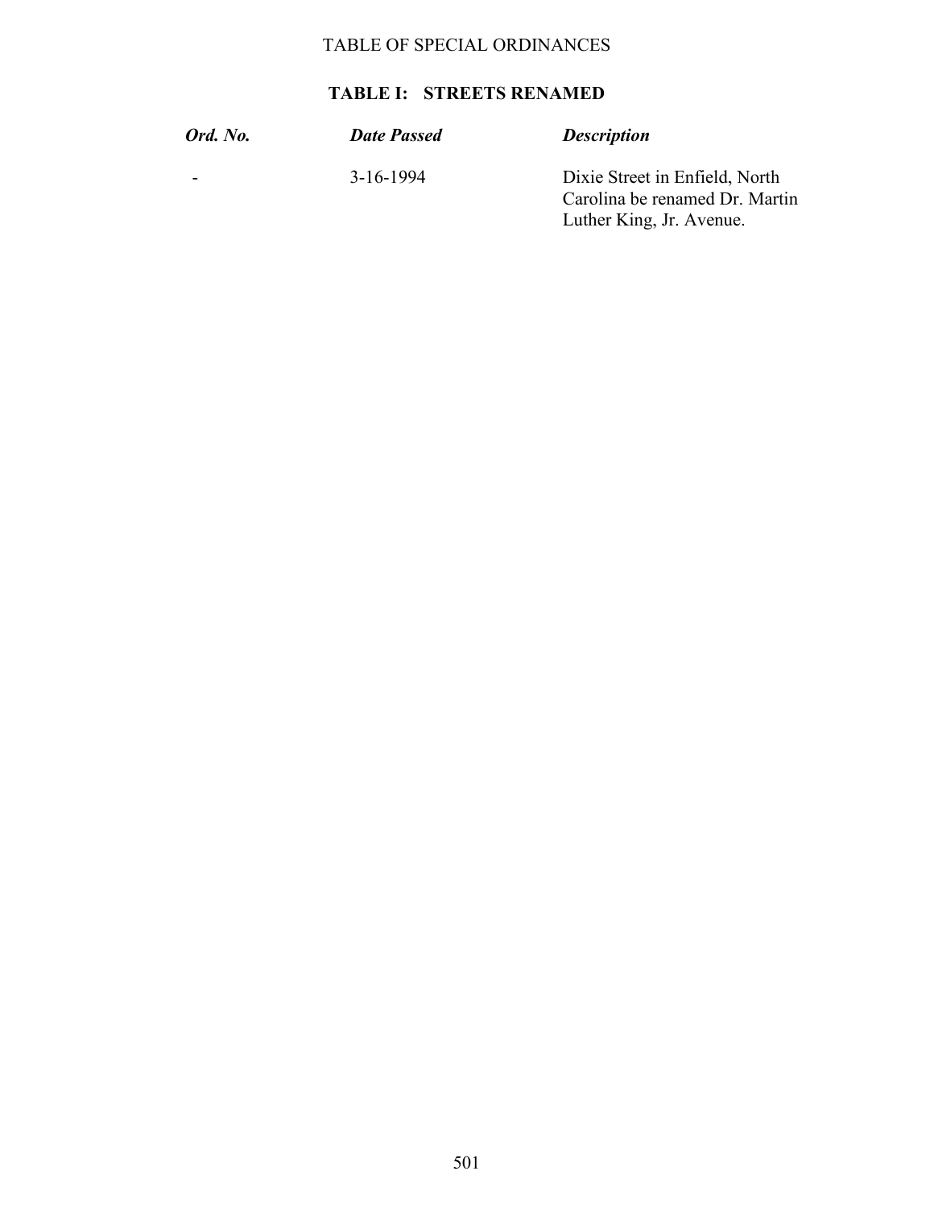TABLE OF SPECIAL ORDINANCES

## TABLE I: STREETS RENAMED

| ***Ord. No.*** | ***Date Passed*** | ***Description*** |
|---|---|---|
| - | 3-16-1994 | Dixie Street in Enfield, North Carolina be renamed Dr. Martin Luther King, Jr. Avenue. |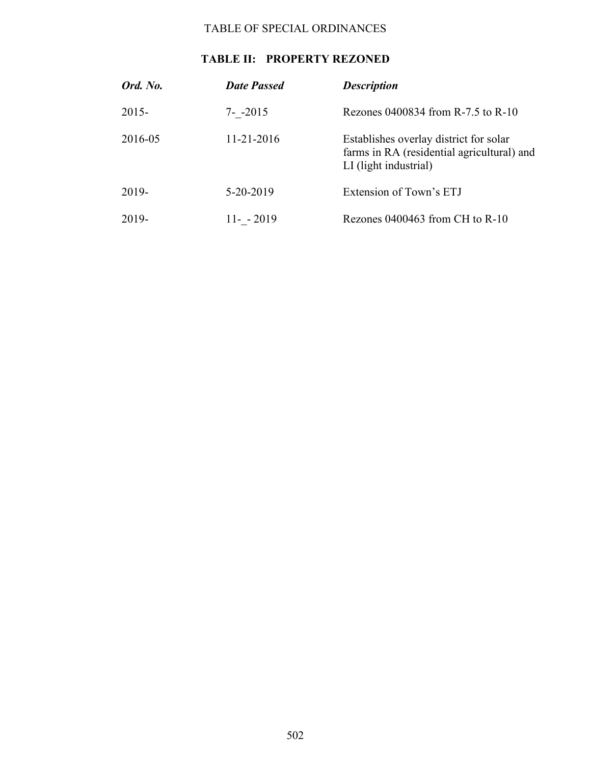TABLE OF SPECIAL ORDINANCES

## TABLE II: PROPERTY REZONED

| *Ord. No.* | *Date Passed* | *Description* |
|---|---|---|
| 2015- | 7-_-2015 | Rezones 0400834 from R-7.5 to R-10 |
| 2016-05 | 11-21-2016 | Establishes overlay district for solar farms in RA (residential agricultural) and LI (light industrial) |
| 2019- | 5-20-2019 | Extension of Town's ETJ |
| 2019- | 11-_- 2019 | Rezones 0400463 from CH to R-10 |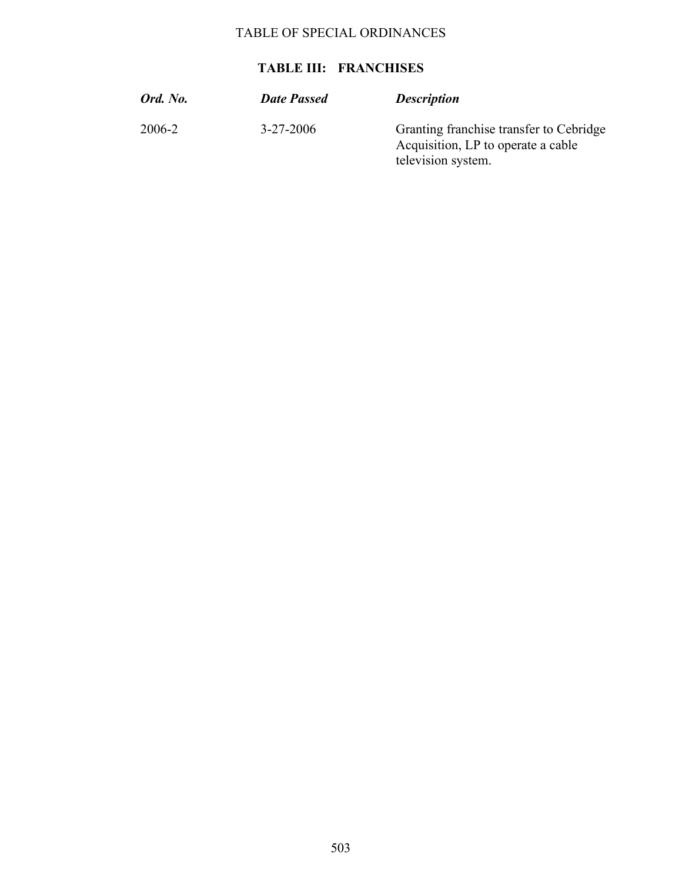# TABLE OF SPECIAL ORDINANCES

## TABLE III: FRANCHISES

| ***Ord. No.*** | ***Date Passed*** | ***Description*** |
|---|---|---|
| 2006-2 | 3-27-2006 | Granting franchise transfer to Cebridge Acquisition, LP to operate a cable television system. |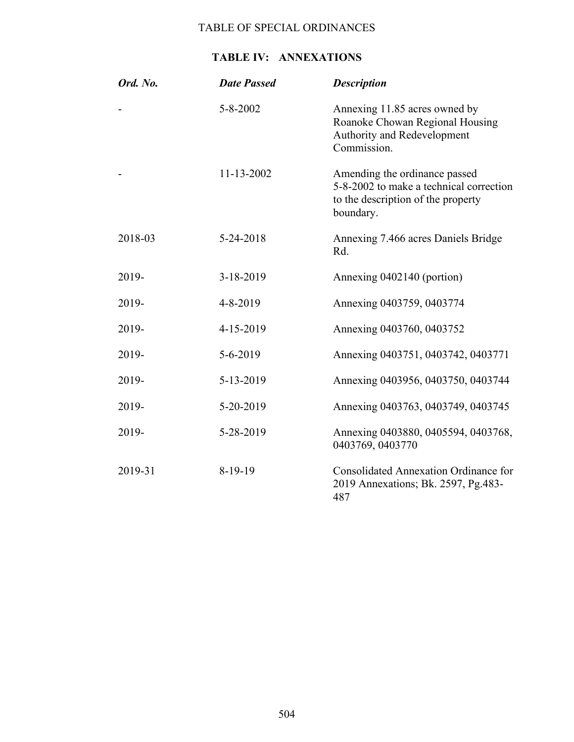TABLE OF SPECIAL ORDINANCES

## TABLE IV: ANNEXATIONS

| *Ord. No.* | *Date Passed* | *Description* |
|---|---|---|
| - | 5-8-2002 | Annexing 11.85 acres owned by Roanoke Chowan Regional Housing Authority and Redevelopment Commission. |
| - | 11-13-2002 | Amending the ordinance passed 5-8-2002 to make a technical correction to the description of the property boundary. |
| 2018-03 | 5-24-2018 | Annexing 7.466 acres Daniels Bridge Rd. |
| 2019- | 3-18-2019 | Annexing 0402140 (portion) |
| 2019- | 4-8-2019 | Annexing 0403759, 0403774 |
| 2019- | 4-15-2019 | Annexing 0403760, 0403752 |
| 2019- | 5-6-2019 | Annexing 0403751, 0403742, 0403771 |
| 2019- | 5-13-2019 | Annexing 0403956, 0403750, 0403744 |
| 2019- | 5-20-2019 | Annexing 0403763, 0403749, 0403745 |
| 2019- | 5-28-2019 | Annexing 0403880, 0405594, 0403768, 0403769, 0403770 |
| 2019-31 | 8-19-19 | Consolidated Annexation Ordinance for 2019 Annexations; Bk. 2597, Pg.483-487 |